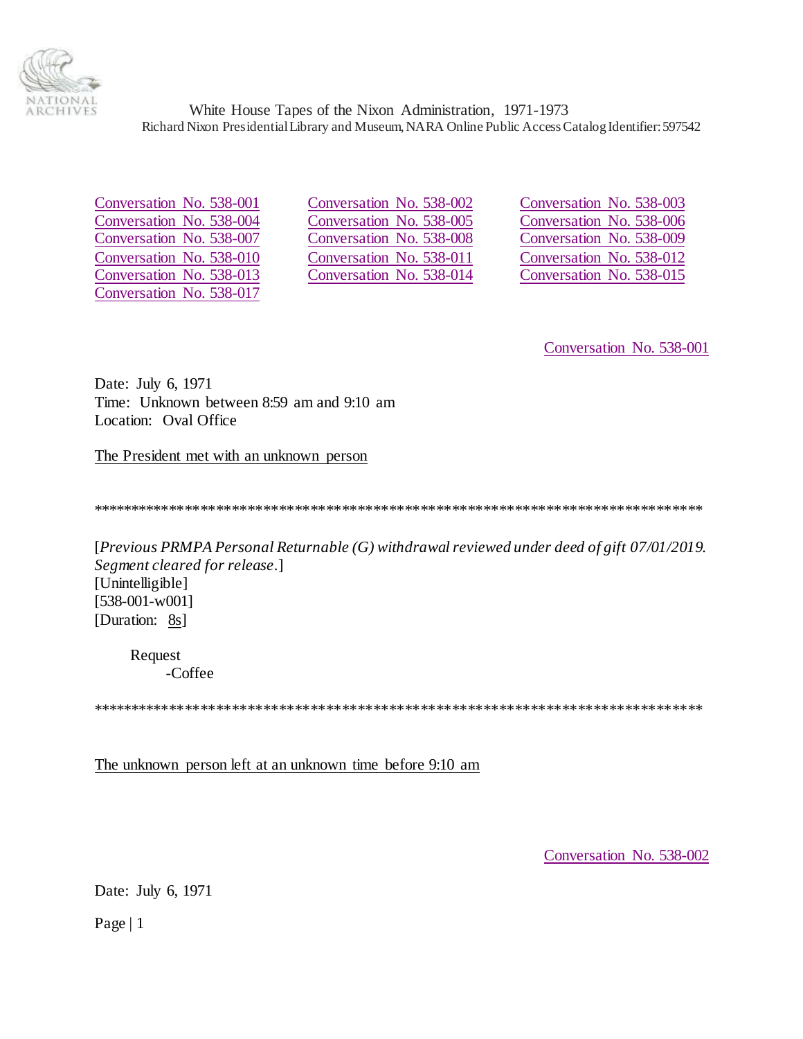White House Tapes of the Nixon Administration, 1971-1973
Richard Nixon Presidential Library and Museum, NARA Online Public Access Catalog Identifier: 597542

| | | |
|---|---|---|
| Conversation No. 538-001 | Conversation No. 538-002 | Conversation No. 538-003 |
| Conversation No. 538-004 | Conversation No. 538-005 | Conversation No. 538-006 |
| Conversation No. 538-007 | Conversation No. 538-008 | Conversation No. 538-009 |
| Conversation No. 538-010 | Conversation No. 538-011 | Conversation No. 538-012 |
| Conversation No. 538-013 | Conversation No. 538-014 | Conversation No. 538-015 |
| Conversation No. 538-017 | | |

Conversation No. 538-001

Date: July 6, 1971
Time: Unknown between 8:59 am and 9:10 am
Location: Oval Office

The President met with an unknown person

*****************************************************************************

[*Previous PRMPA Personal Returnable (G) withdrawal reviewed under deed of gift 07/01/2019. Segment cleared for release.*]
[Unintelligible]
[538-001-w001]
[Duration: 8s]

Request
- Coffee

*****************************************************************************

The unknown person left at an unknown time before 9:10 am

Conversation No. 538-002

Date: July 6, 1971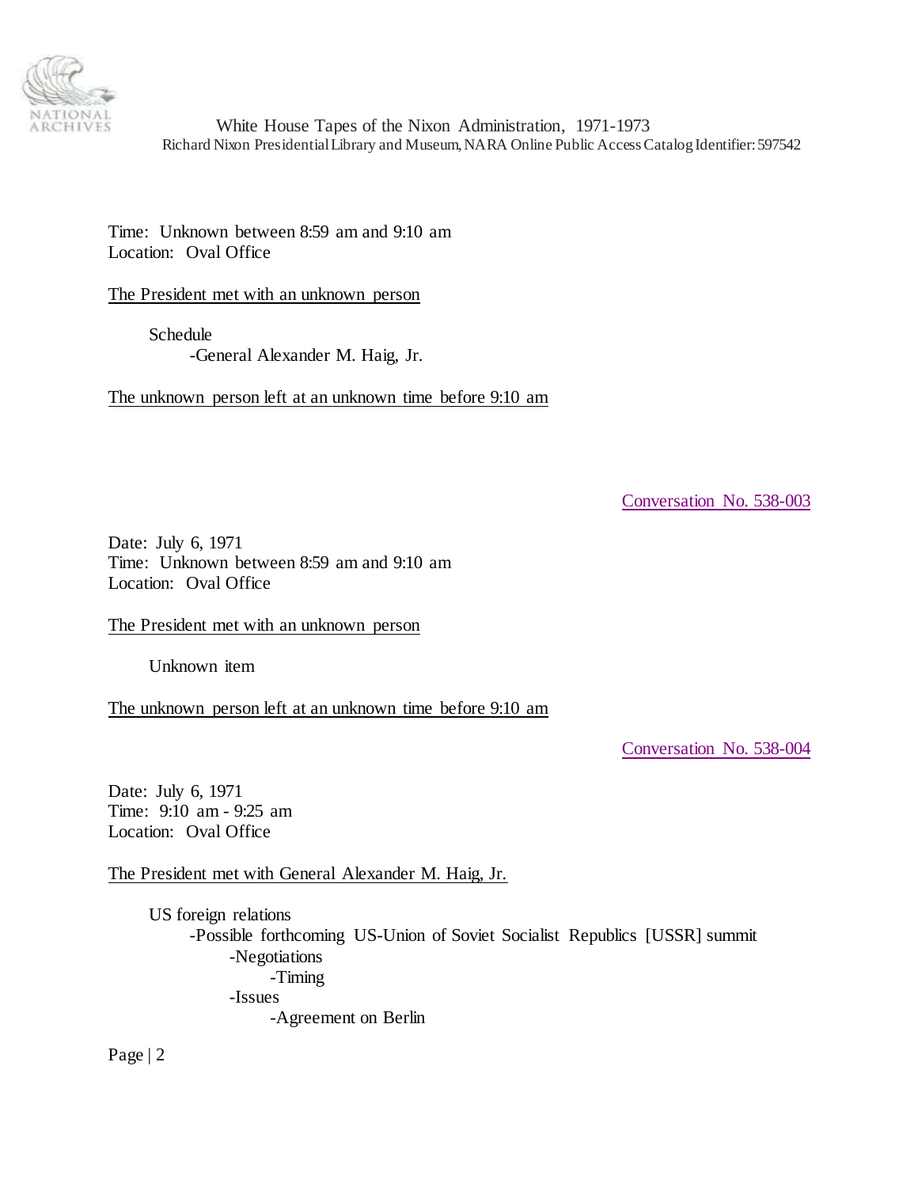Time: Unknown between 8:59 am and 9:10 am
Location: Oval Office

The President met with an unknown person

- Schedule
  - -General Alexander M. Haig, Jr.

The unknown person left at an unknown time before 9:10 am

Conversation No. 538-003

Date: July 6, 1971
Time: Unknown between 8:59 am and 9:10 am
Location: Oval Office

The President met with an unknown person

- Unknown item

The unknown person left at an unknown time before 9:10 am

Conversation No. 538-004

Date: July 6, 1971
Time: 9:10 am - 9:25 am
Location: Oval Office

The President met with General Alexander M. Haig, Jr.

- US foreign relations
  - -Possible forthcoming US-Union of Soviet Socialist Republics [USSR] summit
    - -Negotiations
      - -Timing
    - -Issues
      - -Agreement on Berlin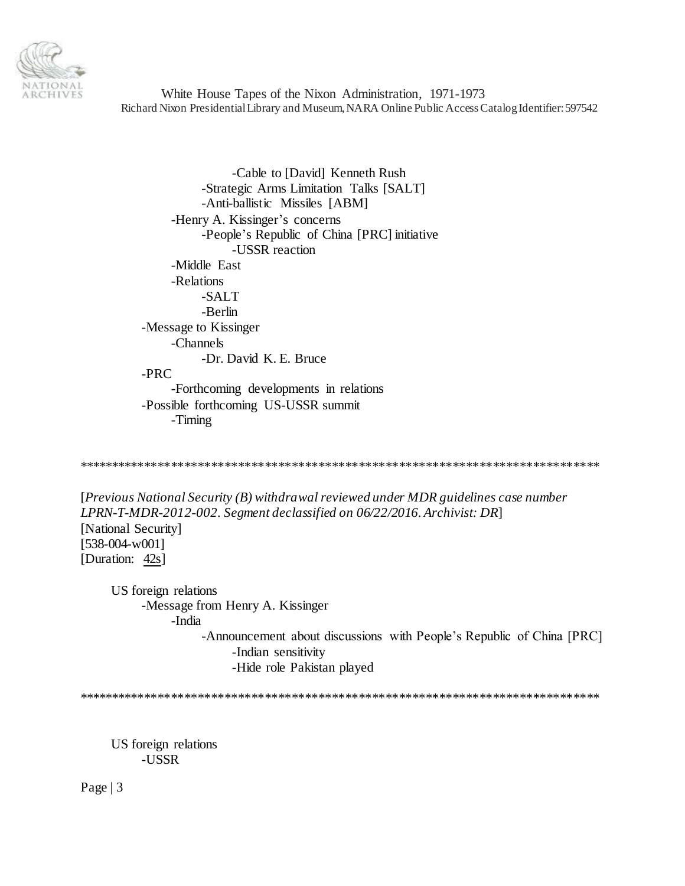-Cable to [David] Kenneth Rush
            -Strategic Arms Limitation Talks [SALT]
            -Anti-ballistic Missiles [ABM]
        -Henry A. Kissinger's concerns
            -People's Republic of China [PRC] initiative
                -USSR reaction
        -Middle East
        -Relations
            -SALT
            -Berlin
    -Message to Kissinger
        -Channels
            -Dr. David K. E. Bruce
    -PRC
        -Forthcoming developments in relations
    -Possible forthcoming US-USSR summit
        -Timing

*****************************************************************************

[*Previous National Security (B) withdrawal reviewed under MDR guidelines case number LPRN-T-MDR-2012-002. Segment declassified on 06/22/2016. Archivist: DR*]
[National Security]
[538-004-w001]
[Duration: 42s]

US foreign relations
    -Message from Henry A. Kissinger
        -India
            -Announcement about discussions with People's Republic of China [PRC]
                -Indian sensitivity
                -Hide role Pakistan played

*****************************************************************************

US foreign relations
    -USSR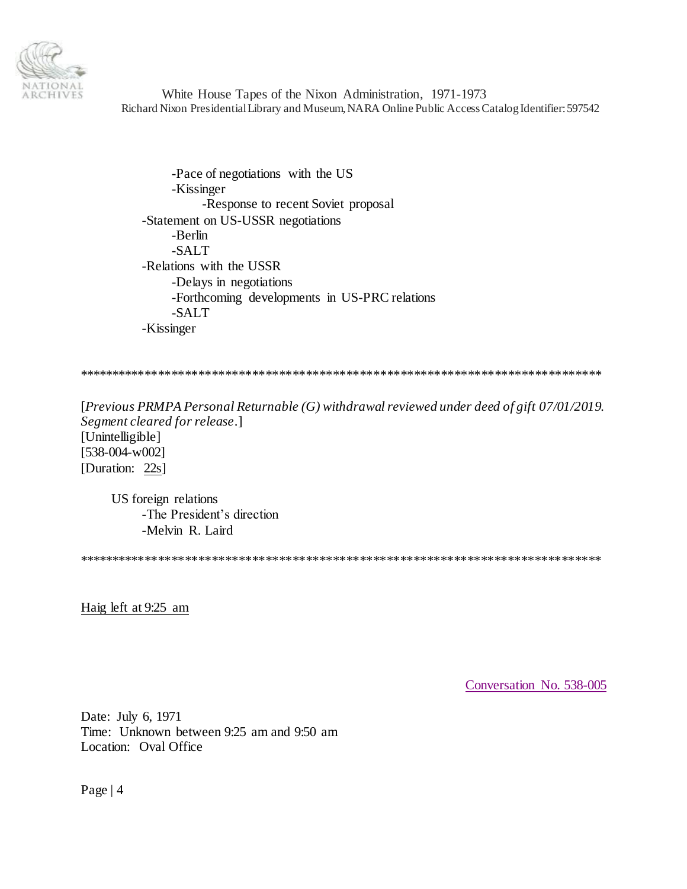- -Pace of negotiations with the US
    - -Kissinger
        - -Response to recent Soviet proposal
- -Statement on US-USSR negotiations
    - -Berlin
    - -SALT
- -Relations with the USSR
    - -Delays in negotiations
    - -Forthcoming developments in US-PRC relations
    - -SALT
- -Kissinger

******************************************************************************

[*Previous PRMPA Personal Returnable (G) withdrawal reviewed under deed of gift 07/01/2019. Segment cleared for release*.]
[Unintelligible]
[538-004-w002]
[Duration: 22s]

US foreign relations
- -The President's direction
- -Melvin R. Laird

******************************************************************************

Haig left at 9:25 am

Conversation No. 538-005

Date: July 6, 1971
Time: Unknown between 9:25 am and 9:50 am
Location: Oval Office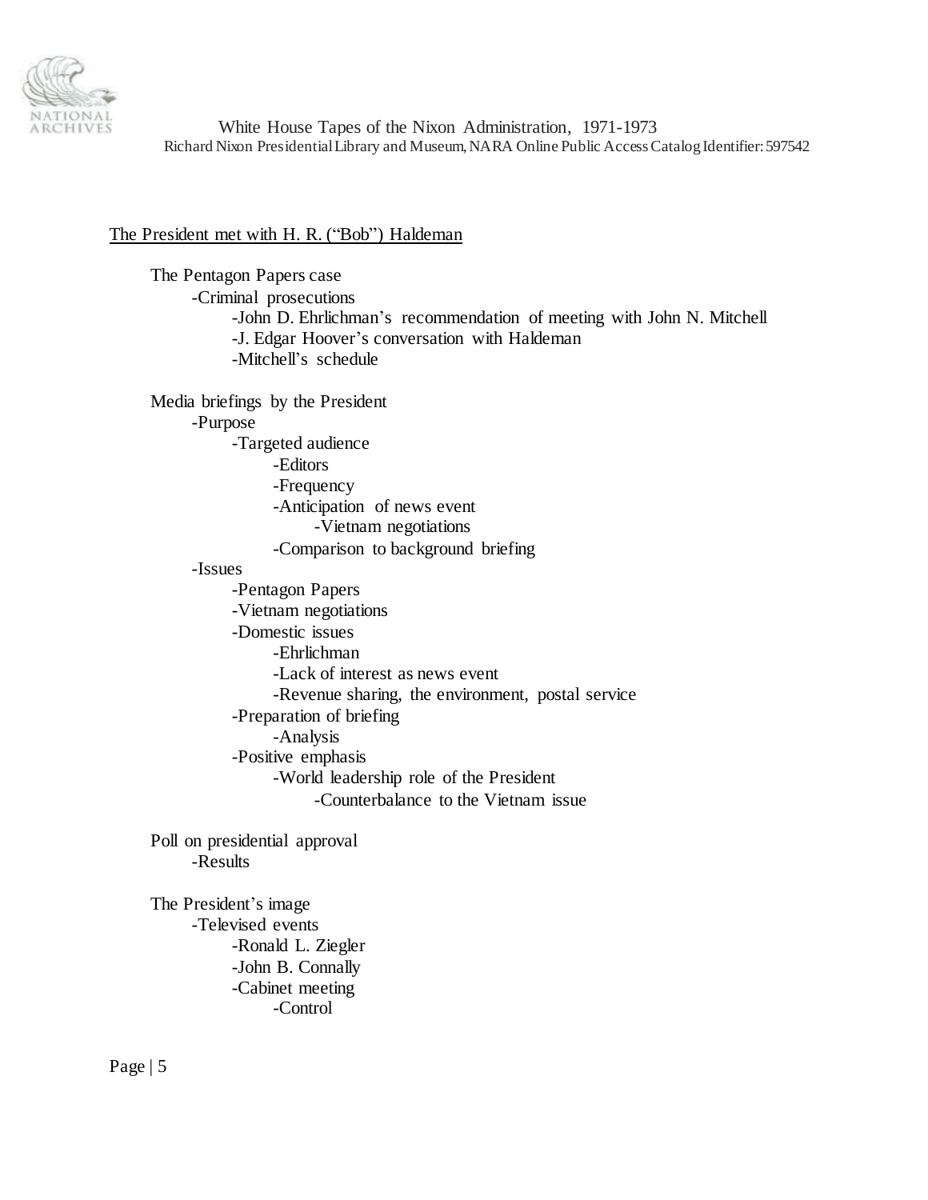The President met with H. R. ("Bob") Haldeman

The Pentagon Papers case
- Criminal prosecutions
  - John D. Ehrlichman's recommendation of meeting with John N. Mitchell
  - J. Edgar Hoover's conversation with Haldeman
  - Mitchell's schedule

Media briefings by the President
- Purpose
  - Targeted audience
    - Editors
    - Frequency
    - Anticipation of news event
      - Vietnam negotiations
    - Comparison to background briefing
- Issues
  - Pentagon Papers
  - Vietnam negotiations
  - Domestic issues
    - Ehrlichman
    - Lack of interest as news event
    - Revenue sharing, the environment, postal service
  - Preparation of briefing
    - Analysis
  - Positive emphasis
    - World leadership role of the President
      - Counterbalance to the Vietnam issue

Poll on presidential approval
- Results

The President's image
- Televised events
  - Ronald L. Ziegler
  - John B. Connally
  - Cabinet meeting
    - Control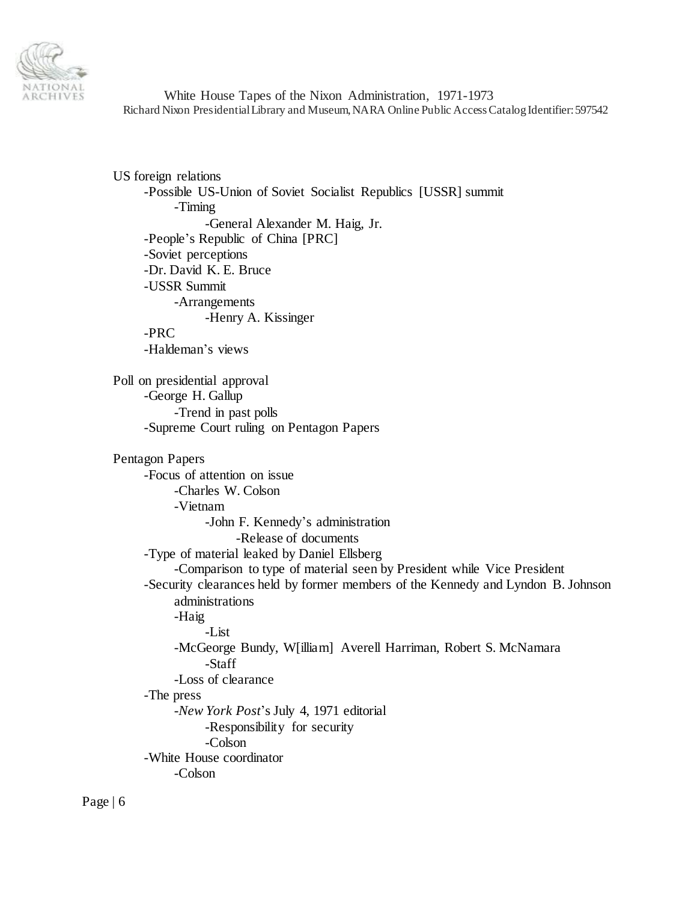US foreign relations
- -Possible US-Union of Soviet Socialist Republics [USSR] summit
    - -Timing
        - -General Alexander M. Haig, Jr.
- -People's Republic of China [PRC]
- -Soviet perceptions
- -Dr. David K. E. Bruce
- -USSR Summit
    - -Arrangements
        - -Henry A. Kissinger
- -PRC
- -Haldeman's views

Poll on presidential approval
- -George H. Gallup
    - -Trend in past polls
- -Supreme Court ruling on Pentagon Papers

Pentagon Papers
- -Focus of attention on issue
    - -Charles W. Colson
    - -Vietnam
        - -John F. Kennedy's administration
            - -Release of documents
- -Type of material leaked by Daniel Ellsberg
    - -Comparison to type of material seen by President while Vice President
- -Security clearances held by former members of the Kennedy and Lyndon B. Johnson administrations
    - -Haig
        - -List
    - -McGeorge Bundy, W[illiam] Averell Harriman, Robert S. McNamara
        - -Staff
    - -Loss of clearance
- -The press
    - -*New York Post*'s July 4, 1971 editorial
        - -Responsibility for security
        - -Colson
- -White House coordinator
    - -Colson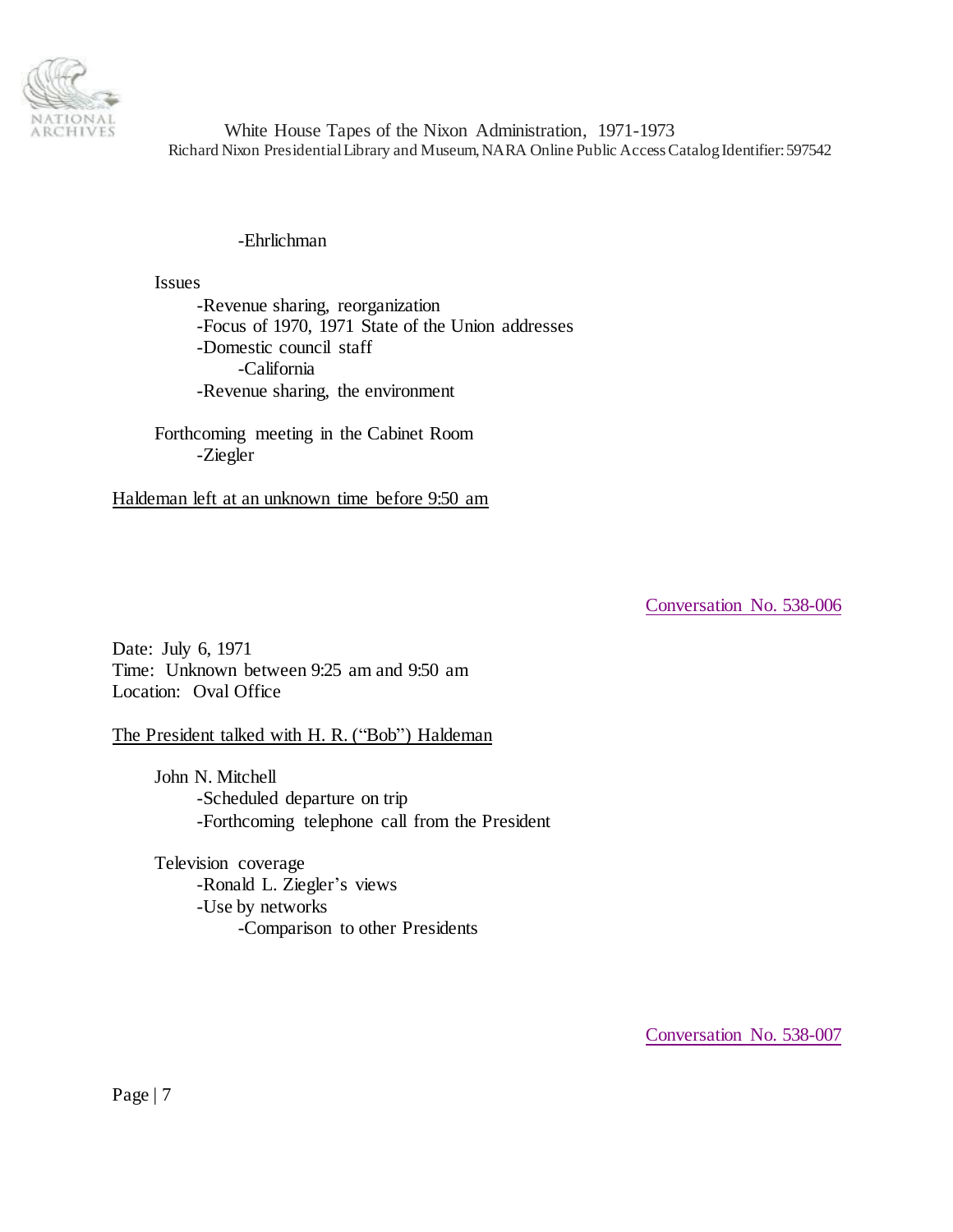-Ehrlichman

Issues

- Revenue sharing, reorganization
- Focus of 1970, 1971 State of the Union addresses
- Domestic council staff
  - California
- Revenue sharing, the environment

Forthcoming meeting in the Cabinet Room

- Ziegler

Haldeman left at an unknown time before 9:50 am

Conversation No. 538-006

Date: July 6, 1971
Time: Unknown between 9:25 am and 9:50 am
Location: Oval Office

The President talked with H. R. ("Bob") Haldeman

John N. Mitchell

- Scheduled departure on trip
- Forthcoming telephone call from the President

Television coverage

- Ronald L. Ziegler's views
- Use by networks
  - Comparison to other Presidents

Conversation No. 538-007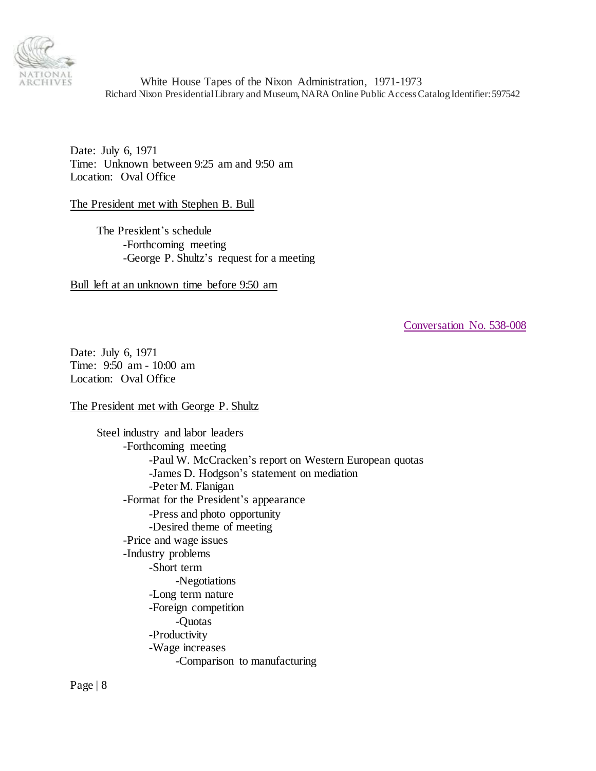Date: July 6, 1971
Time: Unknown between 9:25 am and 9:50 am
Location: Oval Office

The President met with Stephen B. Bull

- The President's schedule
  - -Forthcoming meeting
  - -George P. Shultz's request for a meeting

Bull left at an unknown time before 9:50 am

Conversation No. 538-008

Date: July 6, 1971
Time: 9:50 am - 10:00 am
Location: Oval Office

The President met with George P. Shultz

- Steel industry and labor leaders
  - -Forthcoming meeting
    - -Paul W. McCracken's report on Western European quotas
    - -James D. Hodgson's statement on mediation
    - -Peter M. Flanigan
  - -Format for the President's appearance
    - -Press and photo opportunity
    - -Desired theme of meeting
  - -Price and wage issues
  - -Industry problems
    - -Short term
      - -Negotiations
    - -Long term nature
    - -Foreign competition
      - -Quotas
    - -Productivity
    - -Wage increases
      - -Comparison to manufacturing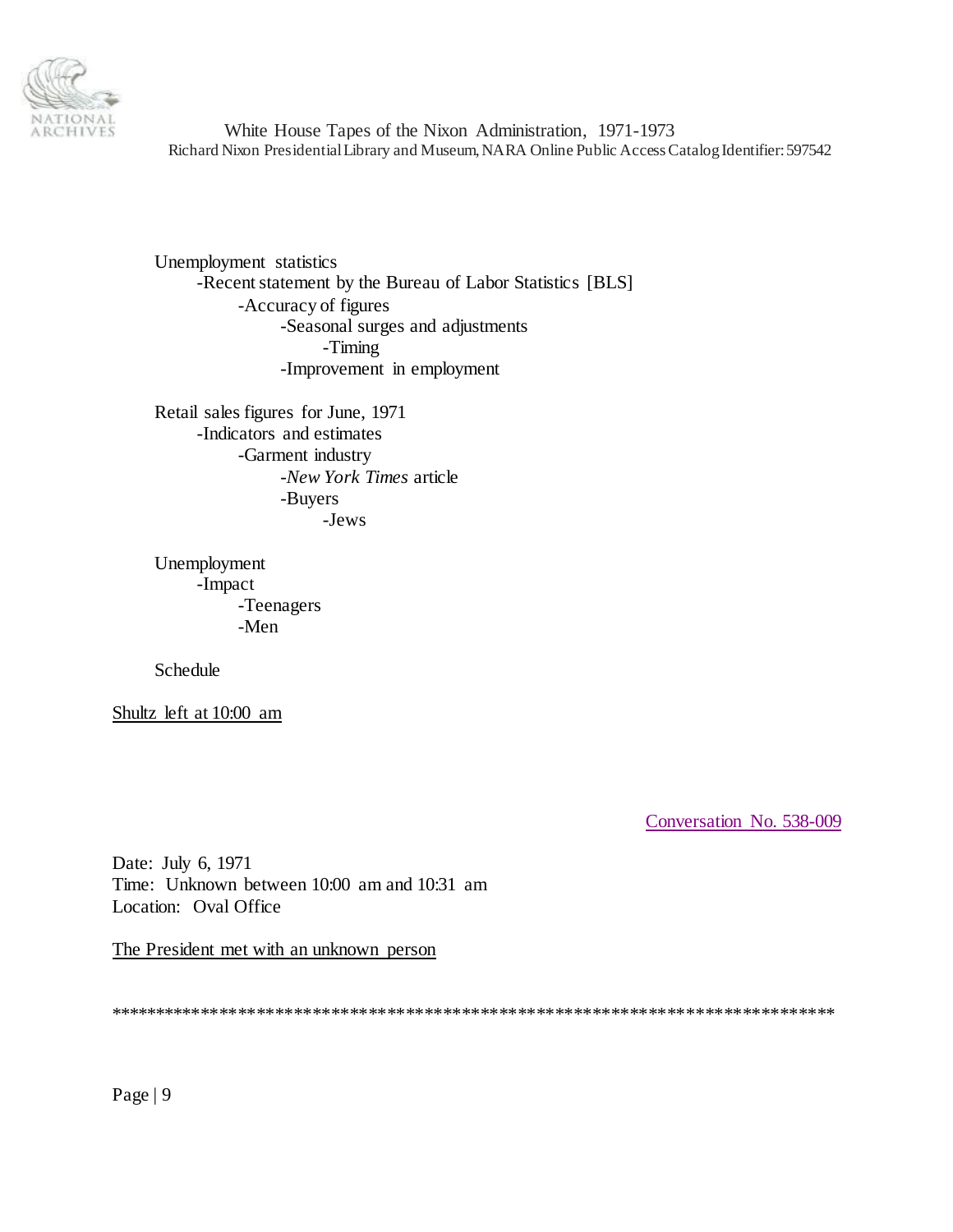Unemployment statistics
- Recent statement by the Bureau of Labor Statistics [BLS]
    - Accuracy of figures
        - Seasonal surges and adjustments
            - Timing
        - Improvement in employment

Retail sales figures for June, 1971
- Indicators and estimates
    - Garment industry
        - *New York Times* article
        - Buyers
            - Jews

Unemployment
- Impact
    - Teenagers
    - Men

Schedule

Shultz left at 10:00 am

Conversation No. 538-009

Date: July 6, 1971
Time: Unknown between 10:00 am and 10:31 am
Location: Oval Office

The President met with an unknown person

******************************************************************************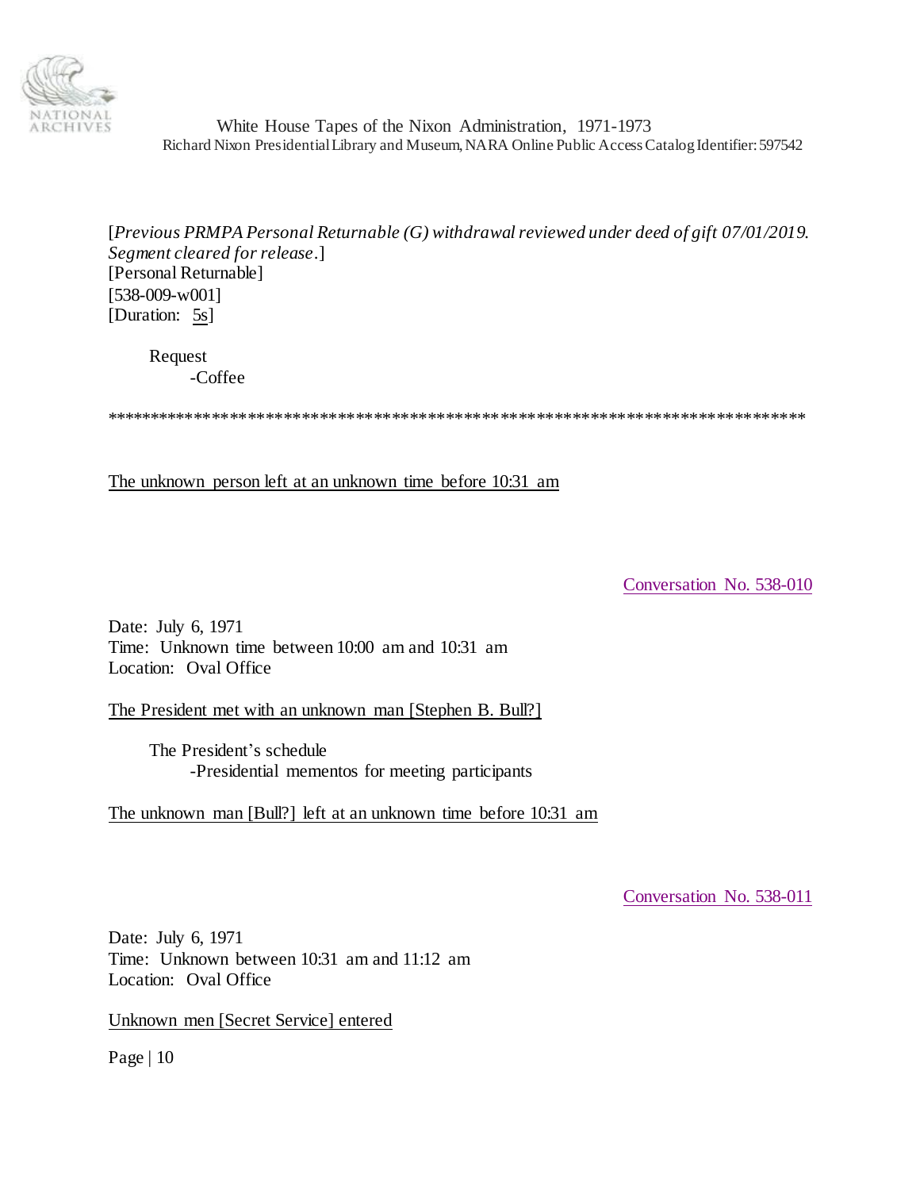[*Previous PRMPA Personal Returnable (G) withdrawal reviewed under deed of gift 07/01/2019. Segment cleared for release*.]
[Personal Returnable]
[538-009-w001]
[Duration: 5s]

Request
- Coffee

******************************************************************************

The unknown person left at an unknown time before 10:31 am

Conversation No. 538-010

Date: July 6, 1971
Time: Unknown time between 10:00 am and 10:31 am
Location: Oval Office

The President met with an unknown man [Stephen B. Bull?]

The President's schedule
- Presidential mementos for meeting participants

The unknown man [Bull?] left at an unknown time before 10:31 am

Conversation No. 538-011

Date: July 6, 1971
Time: Unknown between 10:31 am and 11:12 am
Location: Oval Office

Unknown men [Secret Service] entered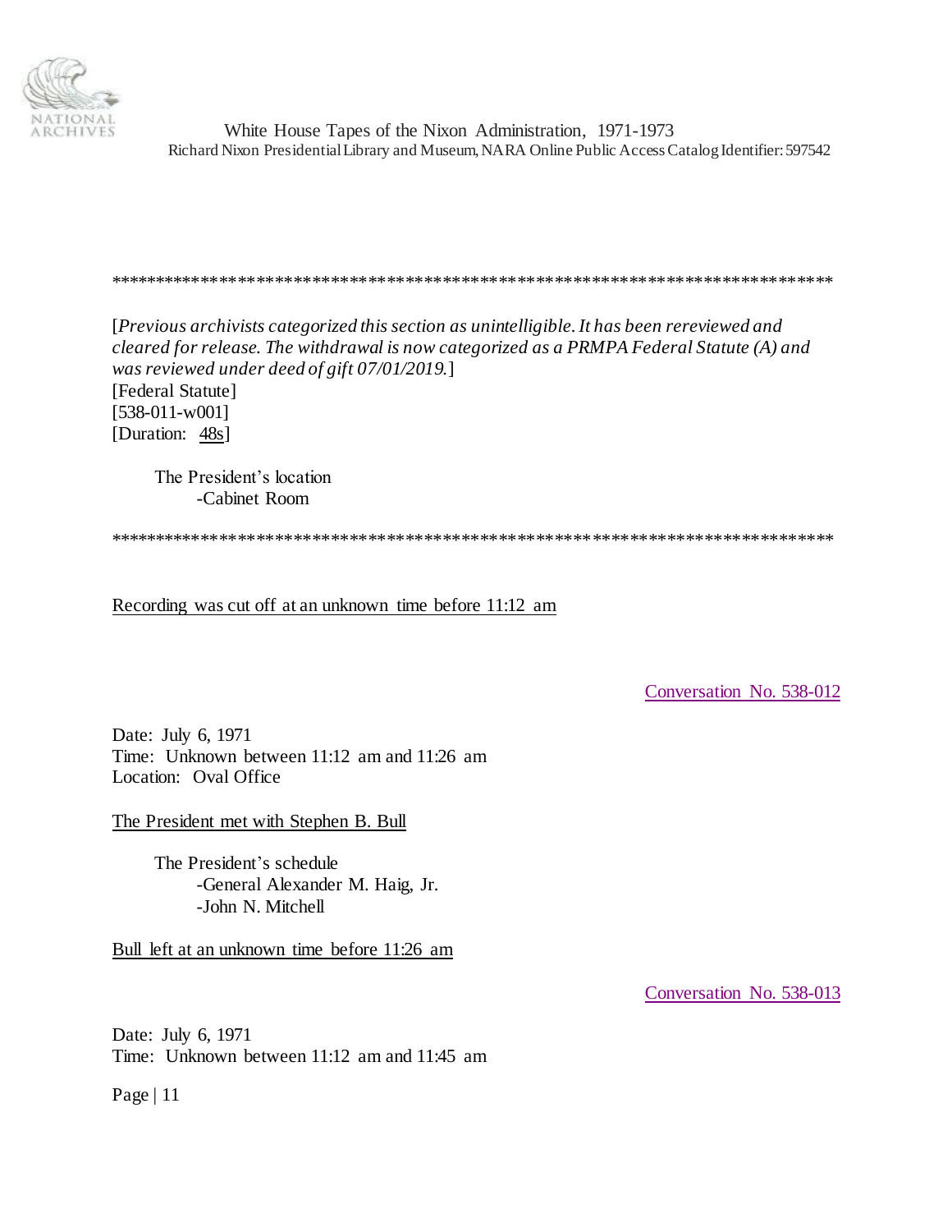******************************************************************************

[*Previous archivists categorized this section as unintelligible. It has been rereviewed and cleared for release. The withdrawal is now categorized as a PRMPA Federal Statute (A) and was reviewed under deed of gift 07/01/2019.*]
[Federal Statute]
[538-011-w001]
[Duration: 48s]

The President's location
- Cabinet Room

******************************************************************************

Recording was cut off at an unknown time before 11:12 am

Conversation No. 538-012

Date: July 6, 1971
Time: Unknown between 11:12 am and 11:26 am
Location: Oval Office

The President met with Stephen B. Bull

The President's schedule
- General Alexander M. Haig, Jr.
- John N. Mitchell

Bull left at an unknown time before 11:26 am

Conversation No. 538-013

Date: July 6, 1971
Time: Unknown between 11:12 am and 11:45 am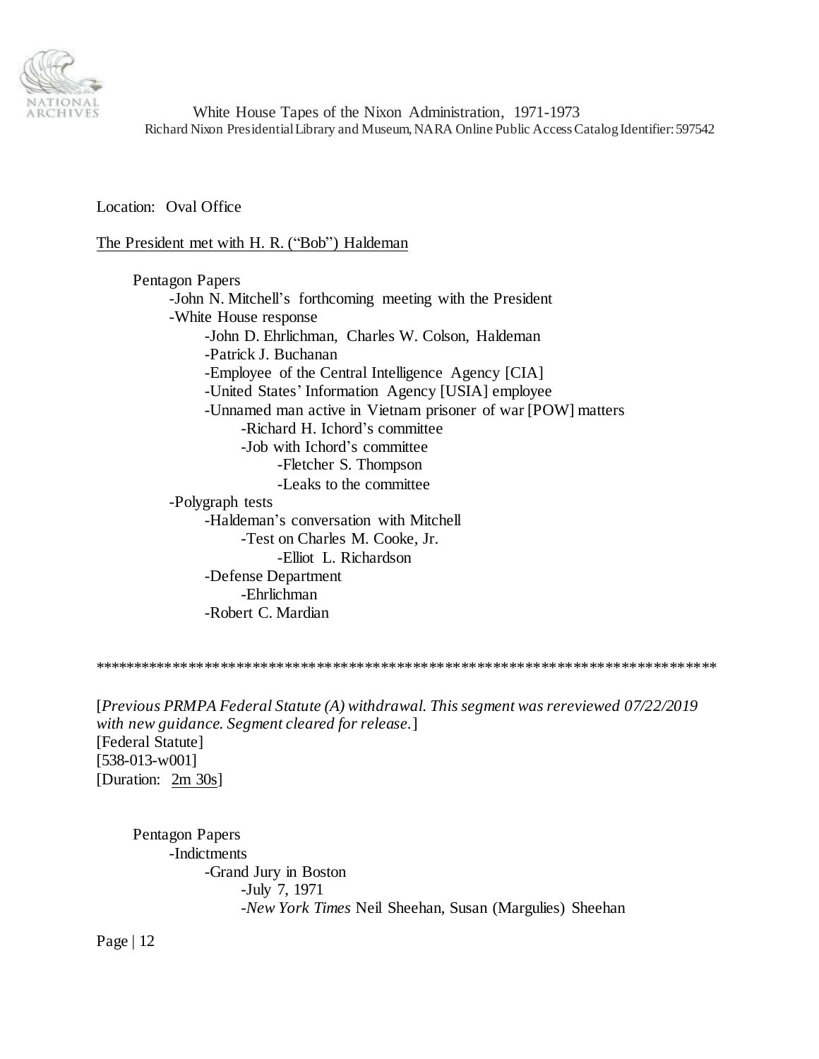Location: Oval Office

The President met with H. R. ("Bob") Haldeman

- Pentagon Papers
  - John N. Mitchell's forthcoming meeting with the President
  - White House response
    - John D. Ehrlichman, Charles W. Colson, Haldeman
    - Patrick J. Buchanan
    - Employee of the Central Intelligence Agency [CIA]
    - United States' Information Agency [USIA] employee
    - Unnamed man active in Vietnam prisoner of war [POW] matters
      - Richard H. Ichord's committee
      - Job with Ichord's committee
        - Fletcher S. Thompson
        - Leaks to the committee
  - Polygraph tests
    - Haldeman's conversation with Mitchell
      - Test on Charles M. Cooke, Jr.
        - Elliot L. Richardson
    - Defense Department
      - Ehrlichman
    - Robert C. Mardian

*****************************************************************************

[*Previous PRMPA Federal Statute (A) withdrawal. This segment was rereviewed 07/22/2019 with new guidance. Segment cleared for release.*]
[Federal Statute]
[538-013-w001]
[Duration: 2m 30s]

- Pentagon Papers
  - Indictments
    - Grand Jury in Boston
      - July 7, 1971
      - *New York Times* Neil Sheehan, Susan (Margulies) Sheehan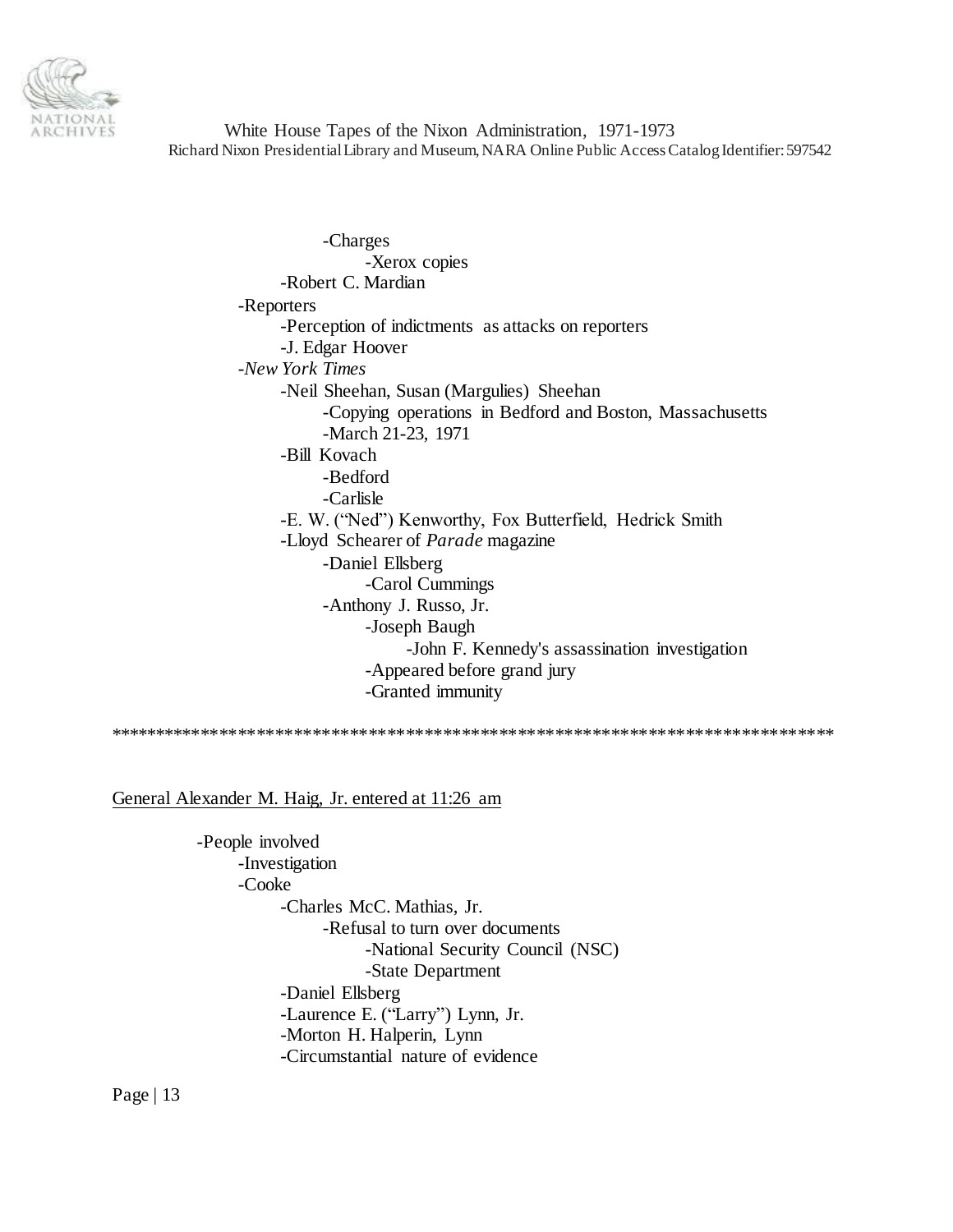- -Charges
    - -Xerox copies
- -Robert C. Mardian

- -Reporters
  - -Perception of indictments as attacks on reporters
  - -J. Edgar Hoover
- -*New York Times*
  - -Neil Sheehan, Susan (Margulies) Sheehan
    - -Copying operations in Bedford and Boston, Massachusetts
    - -March 21-23, 1971
  - -Bill Kovach
    - -Bedford
    - -Carlisle
  - -E. W. ("Ned") Kenworthy, Fox Butterfield, Hedrick Smith
  - -Lloyd Schearer of *Parade* magazine
    - -Daniel Ellsberg
      - -Carol Cummings
    - -Anthony J. Russo, Jr.
      - -Joseph Baugh
        - -John F. Kennedy's assassination investigation
      - -Appeared before grand jury
      - -Granted immunity

*****************************************************************************

<u>General Alexander M. Haig, Jr. entered at 11:26 am</u>

- -People involved
  - -Investigation
  - -Cooke
    - -Charles McC. Mathias, Jr.
      - -Refusal to turn over documents
        - -National Security Council (NSC)
        - -State Department
    - -Daniel Ellsberg
    - -Laurence E. ("Larry") Lynn, Jr.
    - -Morton H. Halperin, Lynn
    - -Circumstantial nature of evidence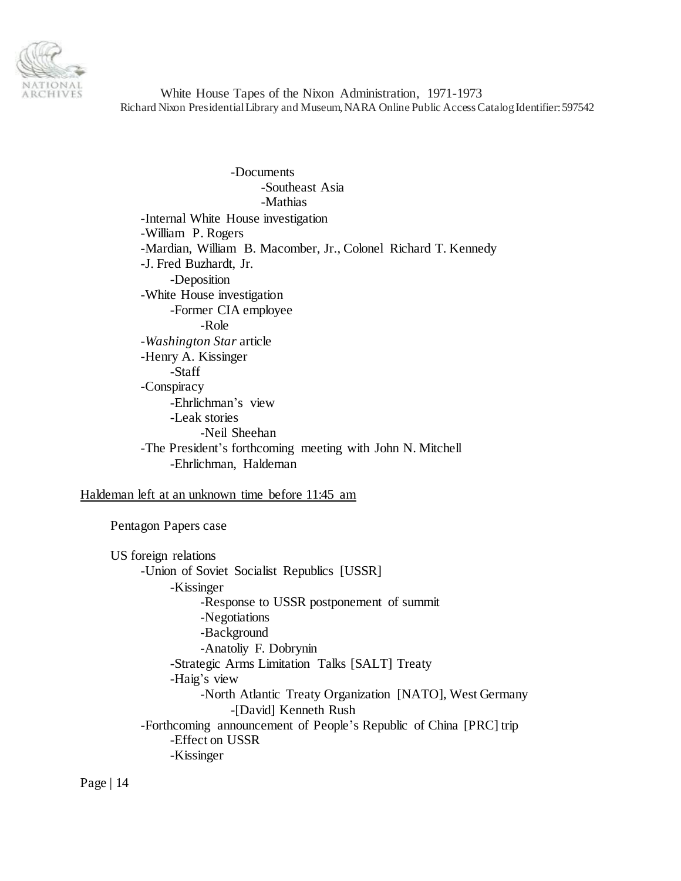- -Documents
  - -Southeast Asia
  - -Mathias
- -Internal White House investigation
- -William P. Rogers
- -Mardian, William B. Macomber, Jr., Colonel Richard T. Kennedy
- -J. Fred Buzhardt, Jr.
  - -Deposition
- -White House investigation
  - -Former CIA employee
    - -Role
- -*Washington Star* article
- -Henry A. Kissinger
  - -Staff
- -Conspiracy
  - -Ehrlichman's view
  - -Leak stories
    - -Neil Sheehan
- -The President's forthcoming meeting with John N. Mitchell
  - -Ehrlichman, Haldeman

<u>Haldeman left at an unknown time before 11:45 am</u>

Pentagon Papers case

US foreign relations

- -Union of Soviet Socialist Republics [USSR]
  - -Kissinger
    - -Response to USSR postponement of summit
    - -Negotiations
    - -Background
    - -Anatoliy F. Dobrynin
  - -Strategic Arms Limitation Talks [SALT] Treaty
  - -Haig's view
    - -North Atlantic Treaty Organization [NATO], West Germany
      - -[David] Kenneth Rush
- -Forthcoming announcement of People's Republic of China [PRC] trip
  - -Effect on USSR
  - -Kissinger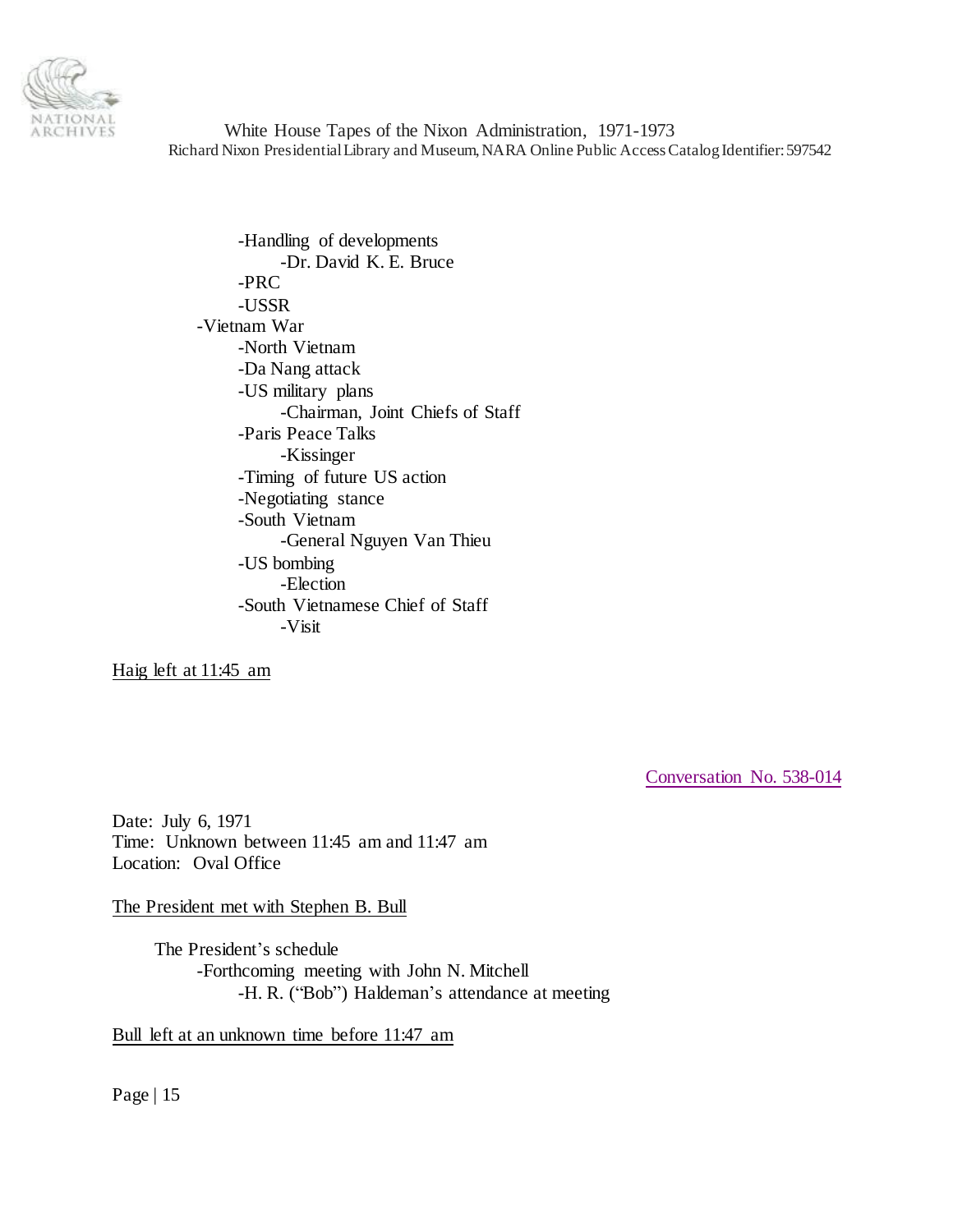-Handling of developments
  -Dr. David K. E. Bruce
-PRC
-USSR

-Vietnam War
  -North Vietnam
  -Da Nang attack
  -US military plans
    -Chairman, Joint Chiefs of Staff
  -Paris Peace Talks
    -Kissinger
  -Timing of future US action
  -Negotiating stance
  -South Vietnam
    -General Nguyen Van Thieu
  -US bombing
    -Election
  -South Vietnamese Chief of Staff
    -Visit

Haig left at 11:45 am

Conversation No. 538-014

Date: July 6, 1971
Time: Unknown between 11:45 am and 11:47 am
Location: Oval Office

The President met with Stephen B. Bull

The President's schedule
  -Forthcoming meeting with John N. Mitchell
    -H. R. ("Bob") Haldeman's attendance at meeting

Bull left at an unknown time before 11:47 am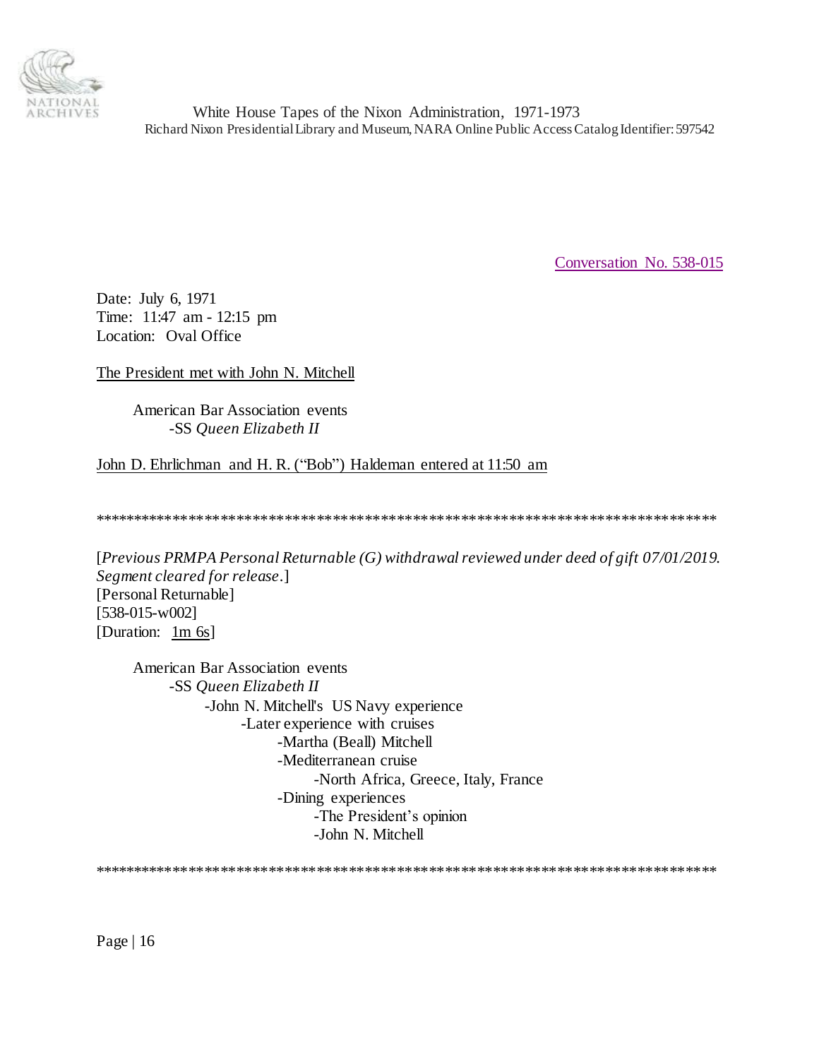[Conversation No. 538-015](#)

Date: July 6, 1971
Time: 11:47 am - 12:15 pm
Location: Oval Office

<u>The President met with John N. Mitchell</u>

- American Bar Association events
    - -SS *Queen Elizabeth II*

<u>John D. Ehrlichman and H. R. ("Bob") Haldeman entered at 11:50 am</u>

******************************************************************************

[*Previous PRMPA Personal Returnable (G) withdrawal reviewed under deed of gift 07/01/2019. Segment cleared for release*.]
[Personal Returnable]
[538-015-w002]
[Duration: <u>1m 6s</u>]

- American Bar Association events
    - -SS *Queen Elizabeth II*
        - -John N. Mitchell's US Navy experience
            - -Later experience with cruises
                - -Martha (Beall) Mitchell
                - -Mediterranean cruise
                    - -North Africa, Greece, Italy, France
                - -Dining experiences
                    - -The President's opinion
                    - -John N. Mitchell

******************************************************************************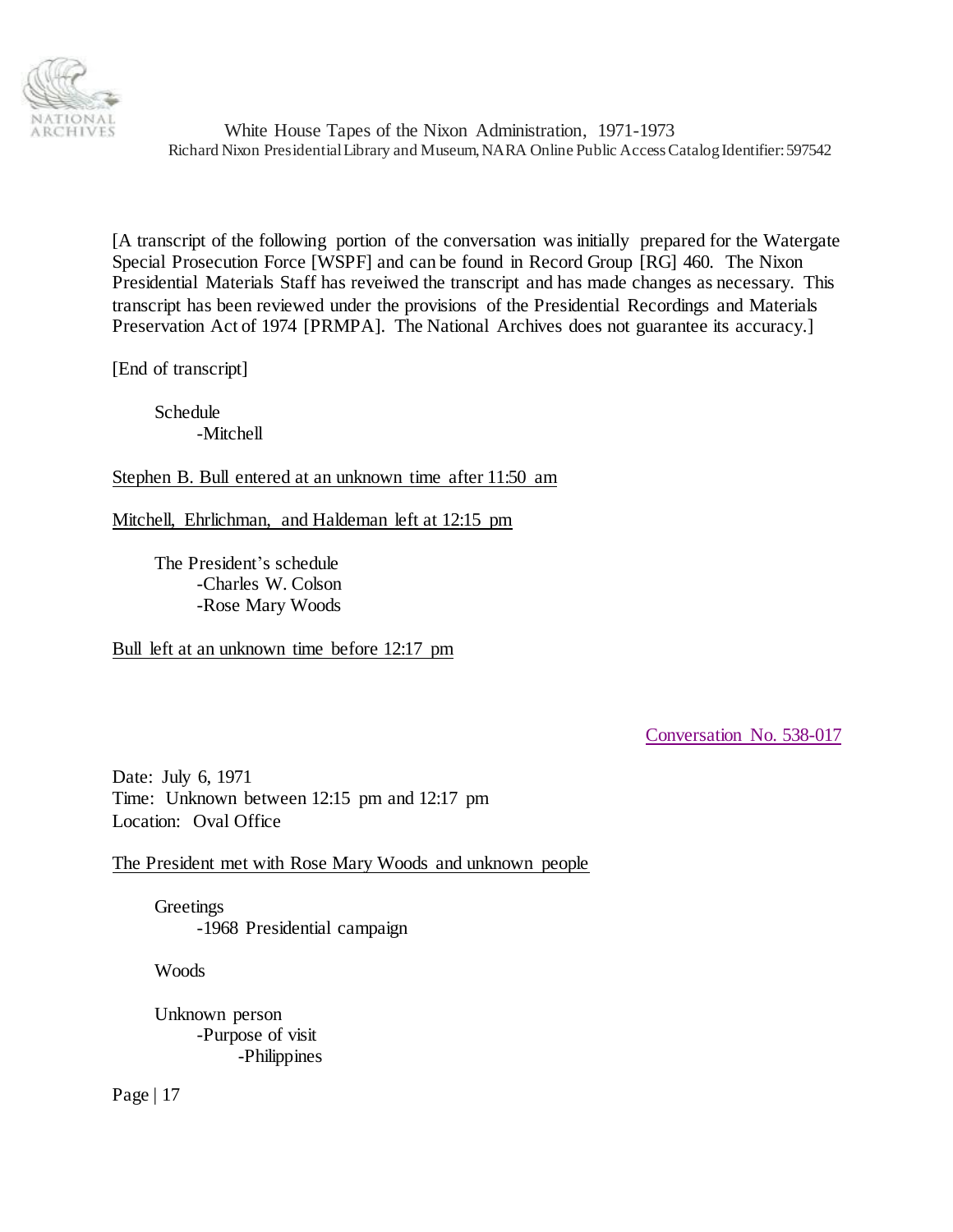[A transcript of the following portion of the conversation was initially prepared for the Watergate Special Prosecution Force [WSPF] and can be found in Record Group [RG] 460. The Nixon Presidential Materials Staff has reveiwed the transcript and has made changes as necessary. This transcript has been reviewed under the provisions of the Presidential Recordings and Materials Preservation Act of 1974 [PRMPA]. The National Archives does not guarantee its accuracy.]

[End of transcript]

Schedule
- -Mitchell

<u>Stephen B. Bull entered at an unknown time after 11:50 am</u>

<u>Mitchell, Ehrlichman, and Haldeman left at 12:15 pm</u>

The President's schedule
- -Charles W. Colson
- -Rose Mary Woods

<u>Bull left at an unknown time before 12:17 pm</u>

Conversation No. 538-017

Date: July 6, 1971
Time: Unknown between 12:15 pm and 12:17 pm
Location: Oval Office

<u>The President met with Rose Mary Woods and unknown people</u>

Greetings
- -1968 Presidential campaign

Woods

Unknown person
- -Purpose of visit
  - -Philippines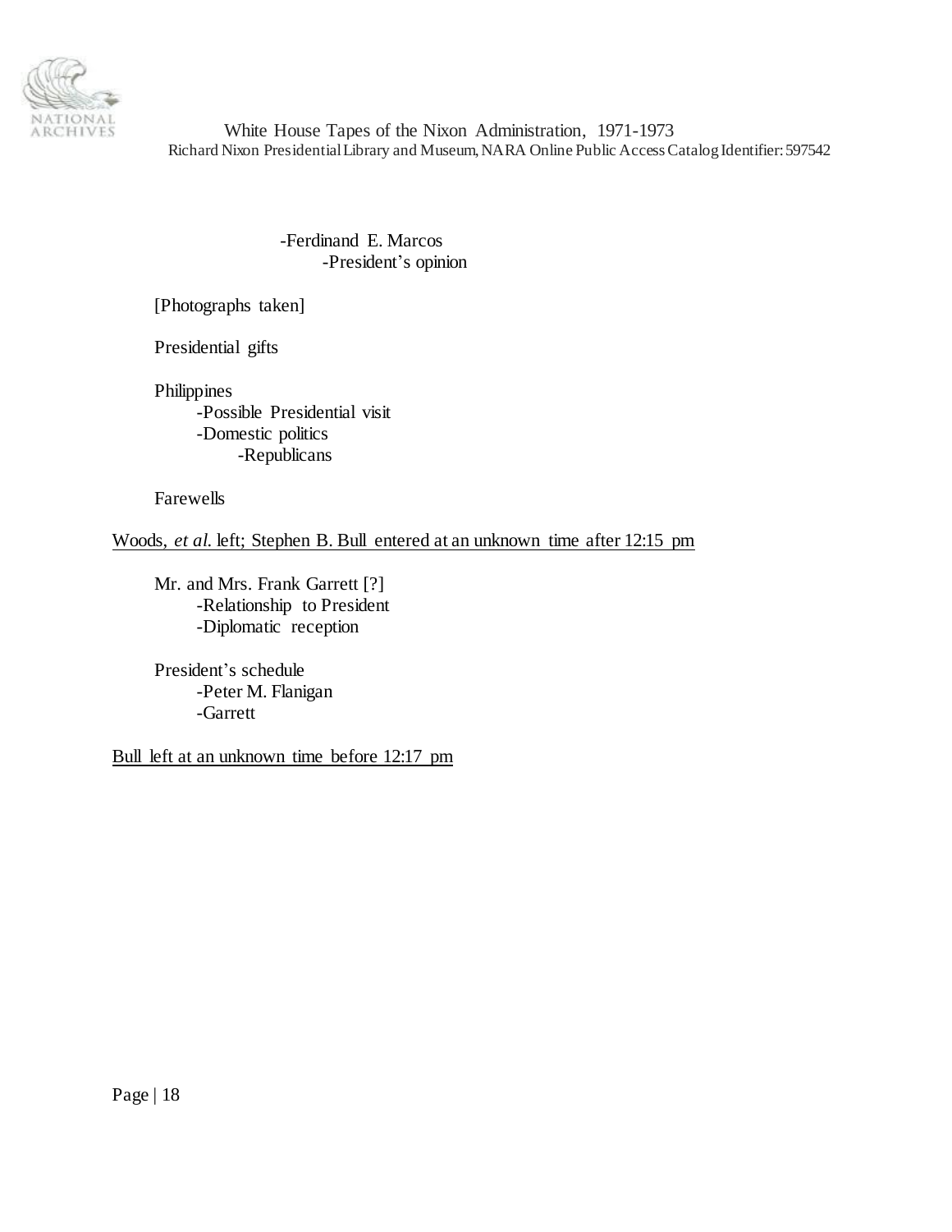- -Ferdinand E. Marcos
  - -President's opinion

[Photographs taken]

Presidential gifts

Philippines
- -Possible Presidential visit
- -Domestic politics
  - -Republicans

Farewells

<u>Woods, *et al.* left; Stephen B. Bull entered at an unknown time after 12:15 pm</u>

Mr. and Mrs. Frank Garrett [?]
- -Relationship to President
- -Diplomatic reception

President's schedule
- -Peter M. Flanigan
- -Garrett

<u>Bull left at an unknown time before 12:17 pm</u>